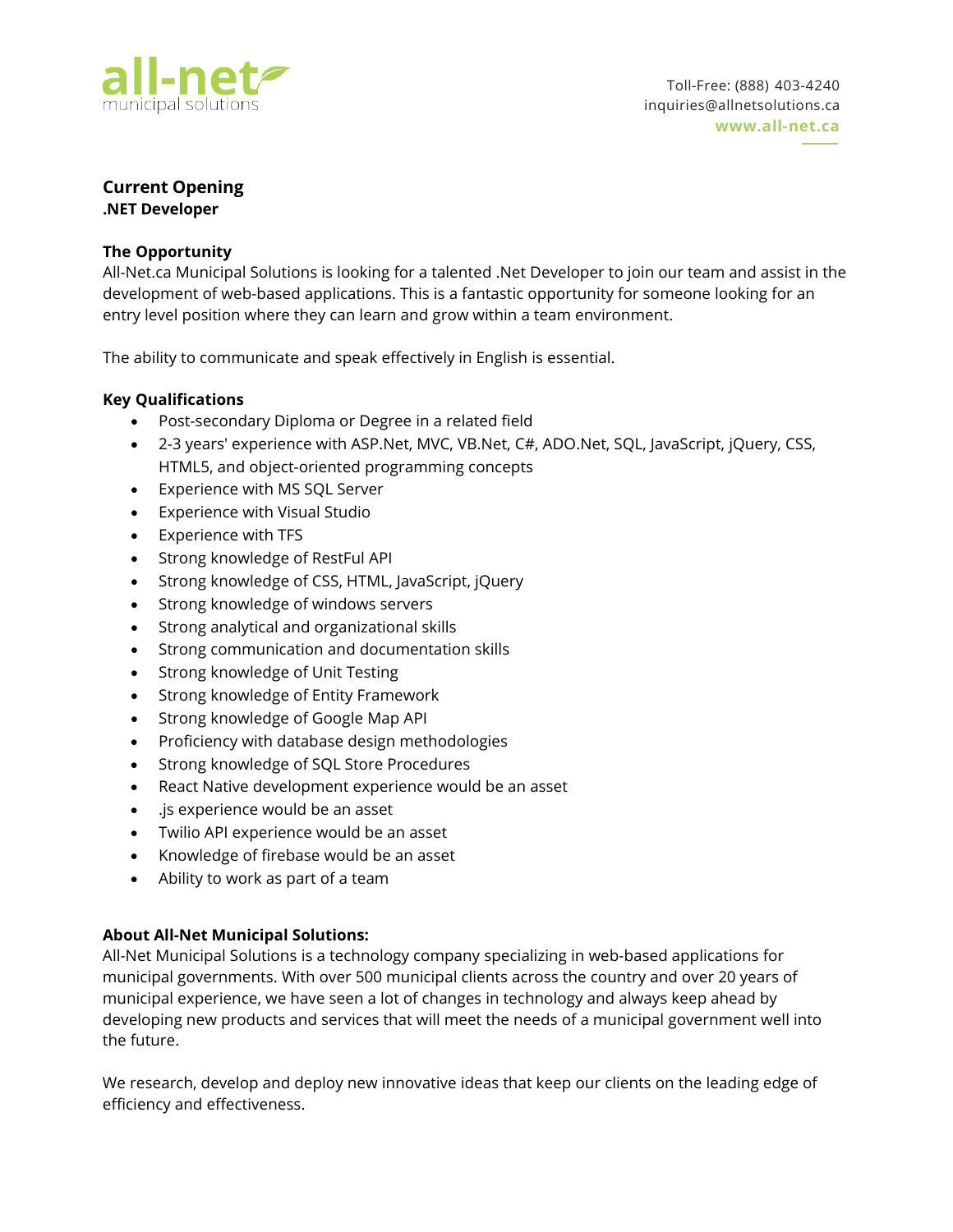all-net
municipal solutions

Toll-Free: (888) 403-4240
inquiries@allnetsolutions.ca
**www.all-net.ca**

## Current Opening

**.NET Developer**

### The Opportunity

All-Net.ca Municipal Solutions is looking for a talented .Net Developer to join our team and assist in the development of web-based applications. This is a fantastic opportunity for someone looking for an entry level position where they can learn and grow within a team environment.

The ability to communicate and speak effectively in English is essential.

### Key Qualifications

- Post-secondary Diploma or Degree in a related field
- 2-3 years' experience with ASP.Net, MVC, VB.Net, C#, ADO.Net, SQL, JavaScript, jQuery, CSS, HTML5, and object-oriented programming concepts
- Experience with MS SQL Server
- Experience with Visual Studio
- Experience with TFS
- Strong knowledge of RestFul API
- Strong knowledge of CSS, HTML, JavaScript, jQuery
- Strong knowledge of windows servers
- Strong analytical and organizational skills
- Strong communication and documentation skills
- Strong knowledge of Unit Testing
- Strong knowledge of Entity Framework
- Strong knowledge of Google Map API
- Proficiency with database design methodologies
- Strong knowledge of SQL Store Procedures
- React Native development experience would be an asset
- .js experience would be an asset
- Twilio API experience would be an asset
- Knowledge of firebase would be an asset
- Ability to work as part of a team

### About All-Net Municipal Solutions:

All-Net Municipal Solutions is a technology company specializing in web-based applications for municipal governments. With over 500 municipal clients across the country and over 20 years of municipal experience, we have seen a lot of changes in technology and always keep ahead by developing new products and services that will meet the needs of a municipal government well into the future.

We research, develop and deploy new innovative ideas that keep our clients on the leading edge of efficiency and effectiveness.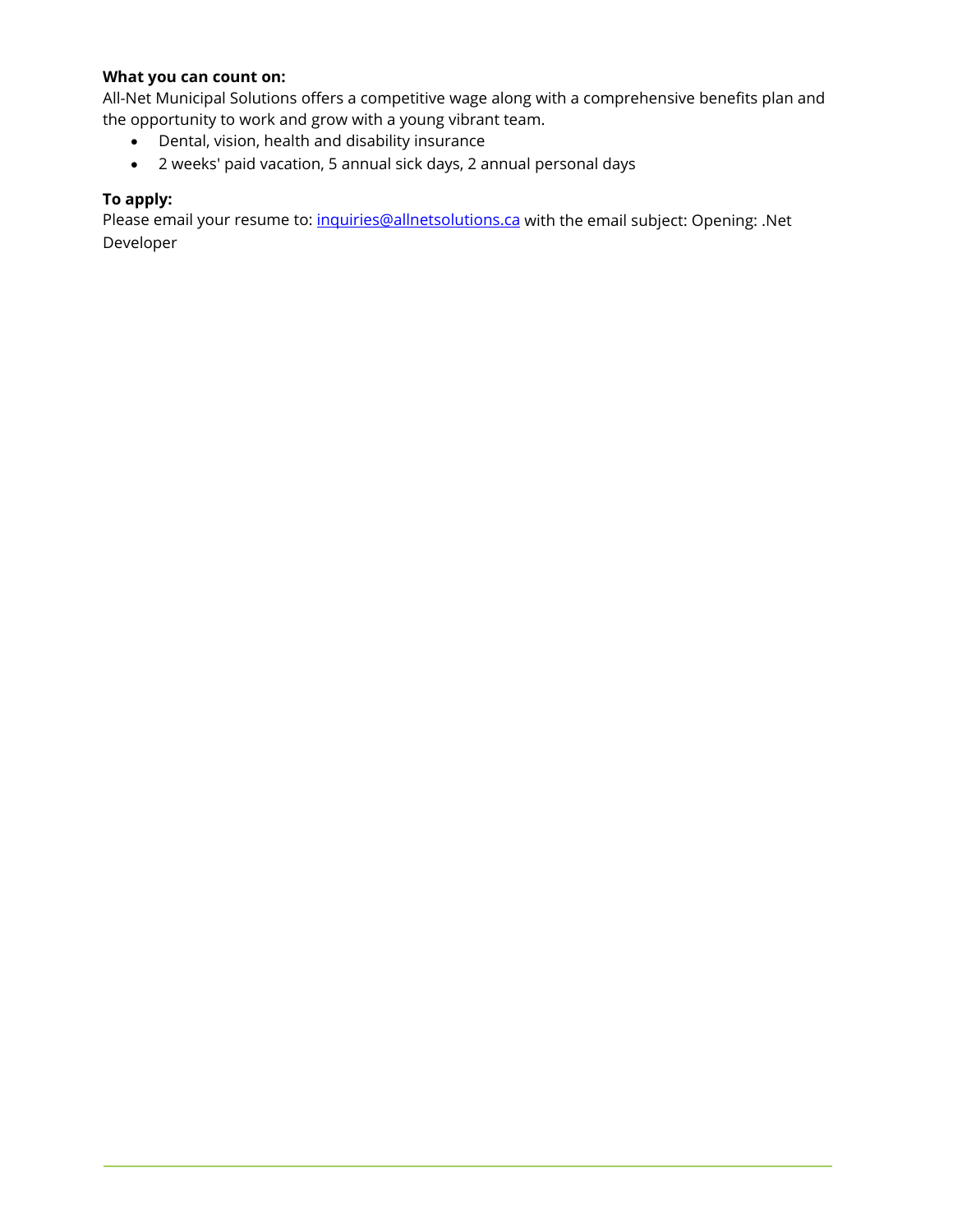**What you can count on:**

All-Net Municipal Solutions offers a competitive wage along with a comprehensive benefits plan and the opportunity to work and grow with a young vibrant team.

- Dental, vision, health and disability insurance
- 2 weeks' paid vacation, 5 annual sick days, 2 annual personal days

**To apply:**

Please email your resume to: inquiries@allnetsolutions.ca with the email subject: Opening: .Net Developer